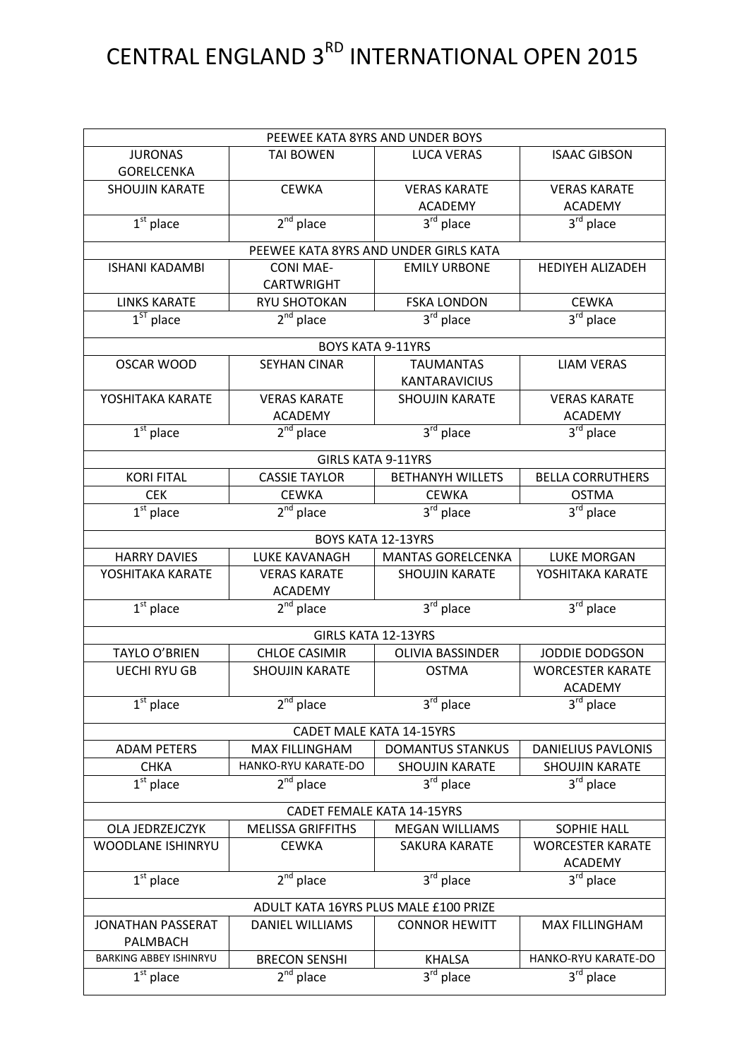# CENTRAL ENGLAND 3RD INTERNATIONAL OPEN 2015

| PEEWEE KATA 8YRS AND UNDER BOYS | | | |
|---|---|---|---|
| JURONAS GORELCENKA | TAI BOWEN | LUCA VERAS | ISAAC GIBSON |
| SHOUJIN KARATE | CEWKA | VERAS KARATE ACADEMY | VERAS KARATE ACADEMY |
| 1st place | 2nd place | 3rd place | 3rd place |
| **PEEWEE KATA 8YRS AND UNDER GIRLS KATA** | | | |
| ISHANI KADAMBI | CONI MAE-CARTWRIGHT | EMILY URBONE | HEDIYEH ALIZADEH |
| LINKS KARATE | RYU SHOTOKAN | FSKA LONDON | CEWKA |
| 1ST place | 2nd place | 3rd place | 3rd place |
| **BOYS KATA 9-11YRS** | | | |
| OSCAR WOOD | SEYHAN CINAR | TAUMANTAS KANTARAVICIUS | LIAM VERAS |
| YOSHITAKA KARATE | VERAS KARATE ACADEMY | SHOUJIN KARATE | VERAS KARATE ACADEMY |
| 1st place | 2nd place | 3rd place | 3rd place |
| **GIRLS KATA 9-11YRS** | | | |
| KORI FITAL | CASSIE TAYLOR | BETHANYH WILLETS | BELLA CORRUTHERS |
| CEK | CEWKA | CEWKA | OSTMA |
| 1st place | 2nd place | 3rd place | 3rd place |
| **BOYS KATA 12-13YRS** | | | |
| HARRY DAVIES | LUKE KAVANAGH | MANTAS GORELCENKA | LUKE MORGAN |
| YOSHITAKA KARATE | VERAS KARATE ACADEMY | SHOUJIN KARATE | YOSHITAKA KARATE |
| 1st place | 2nd place | 3rd place | 3rd place |
| **GIRLS KATA 12-13YRS** | | | |
| TAYLO O'BRIEN | CHLOE CASIMIR | OLIVIA BASSINDER | JODDIE DODGSON |
| UECHI RYU GB | SHOUJIN KARATE | OSTMA | WORCESTER KARATE ACADEMY |
| 1st place | 2nd place | 3rd place | 3rd place |
| **CADET MALE KATA 14-15YRS** | | | |
| ADAM PETERS | MAX FILLINGHAM | DOMANTUS STANKUS | DANIELIUS PAVLONIS |
| CHKA | HANKO-RYU KARATE-DO | SHOUJIN KARATE | SHOUJIN KARATE |
| 1st place | 2nd place | 3rd place | 3rd place |
| **CADET FEMALE KATA 14-15YRS** | | | |
| OLA JEDRZEJCZYK | MELISSA GRIFFITHS | MEGAN WILLIAMS | SOPHIE HALL |
| WOODLANE ISHINRYU | CEWKA | SAKURA KARATE | WORCESTER KARATE ACADEMY |
| 1st place | 2nd place | 3rd place | 3rd place |
| **ADULT KATA 16YRS PLUS MALE £100 PRIZE** | | | |
| JONATHAN PASSERAT PALMBACH | DANIEL WILLIAMS | CONNOR HEWITT | MAX FILLINGHAM |
| BARKING ABBEY ISHINRYU | BRECON SENSHI | KHALSA | HANKO-RYU KARATE-DO |
| 1st place | 2nd place | 3rd place | 3rd place |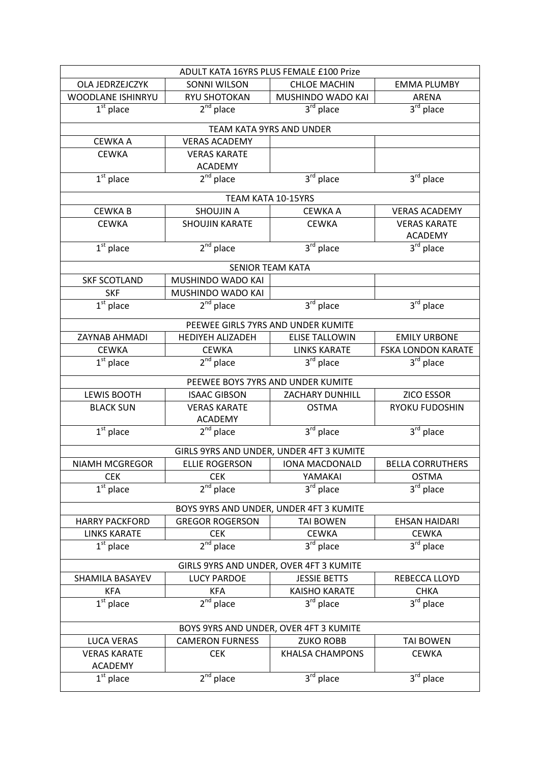| ADULT KATA 16YRS PLUS FEMALE £100 Prize | | | |
|---|---|---|---|
| OLA JEDRZEJCZYK | SONNI WILSON | CHLOE MACHIN | EMMA PLUMBY |
| WOODLANE ISHINRYU | RYU SHOTOKAN | MUSHINDO WADO KAI | ARENA |
| 1st place | 2nd place | 3rd place | 3rd place |

| TEAM KATA 9YRS AND UNDER | | | |
|---|---|---|---|
| CEWKA A | VERAS ACADEMY | | |
| CEWKA | VERAS KARATE ACADEMY | | |
| 1st place | 2nd place | 3rd place | 3rd place |

| TEAM KATA 10-15YRS | | | |
|---|---|---|---|
| CEWKA B | SHOUJIN A | CEWKA A | VERAS ACADEMY |
| CEWKA | SHOUJIN KARATE | CEWKA | VERAS KARATE ACADEMY |
| 1st place | 2nd place | 3rd place | 3rd place |

| SENIOR TEAM KATA | | | |
|---|---|---|---|
| SKF SCOTLAND | MUSHINDO WADO KAI | | |
| SKF | MUSHINDO WADO KAI | | |
| 1st place | 2nd place | 3rd place | 3rd place |

| PEEWEE GIRLS 7YRS AND UNDER KUMITE | | | |
|---|---|---|---|
| ZAYNAB AHMADI | HEDIYEH ALIZADEH | ELISE TALLOWIN | EMILY URBONE |
| CEWKA | CEWKA | LINKS KARATE | FSKA LONDON KARATE |
| 1st place | 2nd place | 3rd place | 3rd place |

| PEEWEE BOYS 7YRS AND UNDER KUMITE | | | |
|---|---|---|---|
| LEWIS BOOTH | ISAAC GIBSON | ZACHARY DUNHILL | ZICO ESSOR |
| BLACK SUN | VERAS KARATE ACADEMY | OSTMA | RYOKU FUDOSHIN |
| 1st place | 2nd place | 3rd place | 3rd place |

| GIRLS 9YRS AND UNDER, UNDER 4FT 3 KUMITE | | | |
|---|---|---|---|
| NIAMH MCGREGOR | ELLIE ROGERSON | IONA MACDONALD | BELLA CORRUTHERS |
| CEK | CEK | YAMAKAI | OSTMA |
| 1st place | 2nd place | 3rd place | 3rd place |

| BOYS 9YRS AND UNDER, UNDER 4FT 3 KUMITE | | | |
|---|---|---|---|
| HARRY PACKFORD | GREGOR ROGERSON | TAI BOWEN | EHSAN HAIDARI |
| LINKS KARATE | CEK | CEWKA | CEWKA |
| 1st place | 2nd place | 3rd place | 3rd place |

| GIRLS 9YRS AND UNDER, OVER 4FT 3 KUMITE | | | |
|---|---|---|---|
| SHAMILA BASAYEV | LUCY PARDOE | JESSIE BETTS | REBECCA LLOYD |
| KFA | KFA | KAISHO KARATE | CHKA |
| 1st place | 2nd place | 3rd place | 3rd place |

| BOYS 9YRS AND UNDER, OVER 4FT 3 KUMITE | | | |
|---|---|---|---|
| LUCA VERAS | CAMERON FURNESS | ZUKO ROBB | TAI BOWEN |
| VERAS KARATE ACADEMY | CEK | KHALSA CHAMPONS | CEWKA |
| 1st place | 2nd place | 3rd place | 3rd place |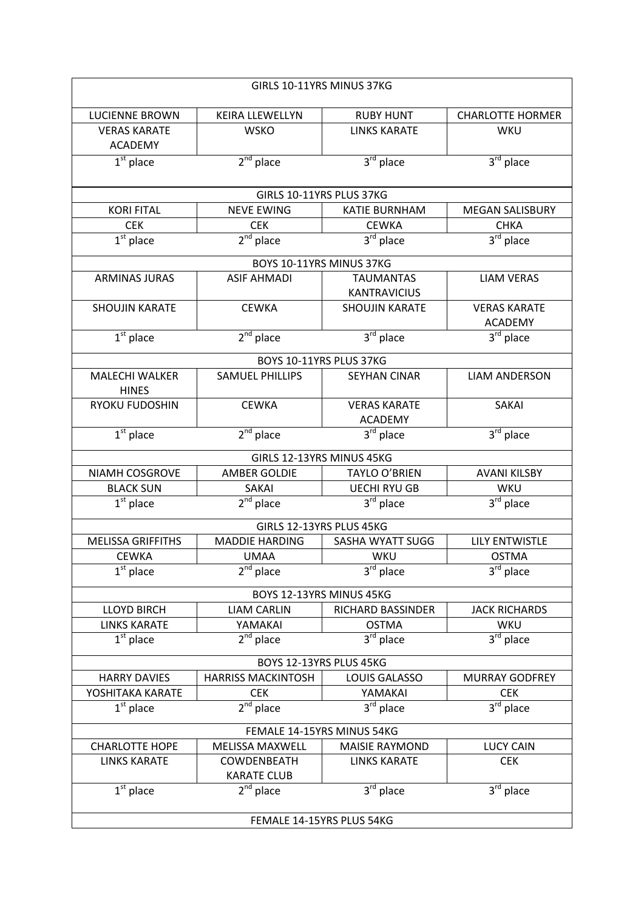| GIRLS 10-11YRS MINUS 37KG | | | |
|---|---|---|---|
| LUCIENNE BROWN | KEIRA LLEWELLYN | RUBY HUNT | CHARLOTTE HORMER |
| VERAS KARATE ACADEMY | WSKO | LINKS KARATE | WKU |
| 1st place | 2nd place | 3rd place | 3rd place |
| GIRLS 10-11YRS PLUS 37KG | | | |
| KORI FITAL | NEVE EWING | KATIE BURNHAM | MEGAN SALISBURY |
| CEK | CEK | CEWKA | CHKA |
| 1st place | 2nd place | 3rd place | 3rd place |
| BOYS 10-11YRS MINUS 37KG | | | |
| ARMINAS JURAS | ASIF AHMADI | TAUMANTAS KANTRAVICIUS | LIAM VERAS |
| SHOUJIN KARATE | CEWKA | SHOUJIN KARATE | VERAS KARATE ACADEMY |
| 1st place | 2nd place | 3rd place | 3rd place |
| BOYS 10-11YRS PLUS 37KG | | | |
| MALECHI WALKER HINES | SAMUEL PHILLIPS | SEYHAN CINAR | LIAM ANDERSON |
| RYOKU FUDOSHIN | CEWKA | VERAS KARATE ACADEMY | SAKAI |
| 1st place | 2nd place | 3rd place | 3rd place |
| GIRLS 12-13YRS MINUS 45KG | | | |
| NIAMH COSGROVE | AMBER GOLDIE | TAYLO O'BRIEN | AVANI KILSBY |
| BLACK SUN | SAKAI | UECHI RYU GB | WKU |
| 1st place | 2nd place | 3rd place | 3rd place |
| GIRLS 12-13YRS PLUS 45KG | | | |
| MELISSA GRIFFITHS | MADDIE HARDING | SASHA WYATT SUGG | LILY ENTWISTLE |
| CEWKA | UMAA | WKU | OSTMA |
| 1st place | 2nd place | 3rd place | 3rd place |
| BOYS 12-13YRS MINUS 45KG | | | |
| LLOYD BIRCH | LIAM CARLIN | RICHARD BASSINDER | JACK RICHARDS |
| LINKS KARATE | YAMAKAI | OSTMA | WKU |
| 1st place | 2nd place | 3rd place | 3rd place |
| BOYS 12-13YRS PLUS 45KG | | | |
| HARRY DAVIES | HARRISS MACKINTOSH | LOUIS GALASSO | MURRAY GODFREY |
| YOSHITAKA KARATE | CEK | YAMAKAI | CEK |
| 1st place | 2nd place | 3rd place | 3rd place |
| FEMALE 14-15YRS MINUS 54KG | | | |
| CHARLOTTE HOPE | MELISSA MAXWELL | MAISIE RAYMOND | LUCY CAIN |
| LINKS KARATE | COWDENBEATH KARATE CLUB | LINKS KARATE | CEK |
| 1st place | 2nd place | 3rd place | 3rd place |
| FEMALE 14-15YRS PLUS 54KG | | | |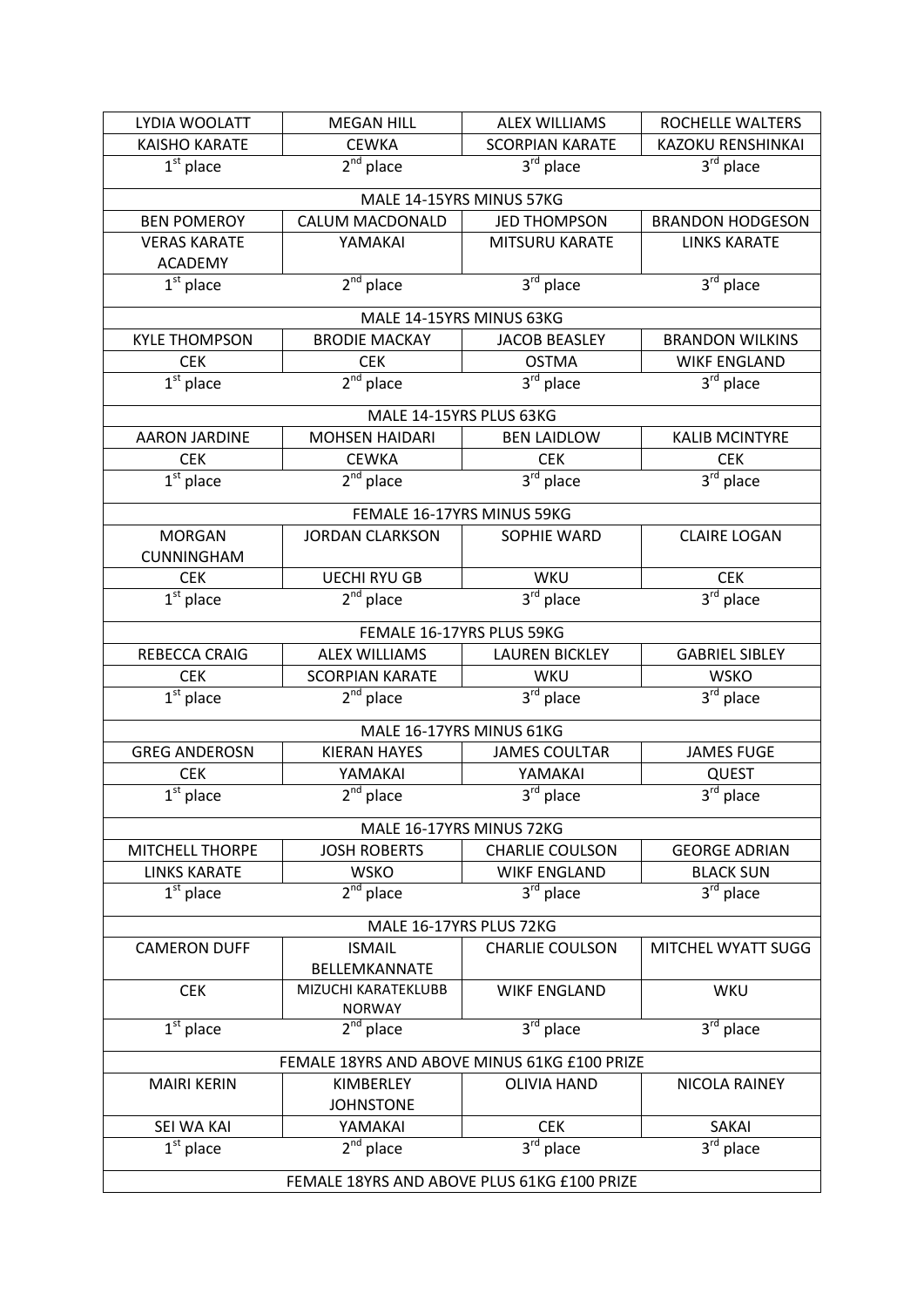| LYDIA WOOLATT | MEGAN HILL | ALEX WILLIAMS | ROCHELLE WALTERS |
|---|---|---|---|
| KAISHO KARATE | CEWKA | SCORPIAN KARATE | KAZOKU RENSHINKAI |
| 1st place | 2nd place | 3rd place | 3rd place |
| MALE 14-15YRS MINUS 57KG | | | |
| BEN POMEROY | CALUM MACDONALD | JED THOMPSON | BRANDON HODGESON |
| VERAS KARATE ACADEMY | YAMAKAI | MITSURU KARATE | LINKS KARATE |
| 1st place | 2nd place | 3rd place | 3rd place |
| MALE 14-15YRS MINUS 63KG | | | |
| KYLE THOMPSON | BRODIE MACKAY | JACOB BEASLEY | BRANDON WILKINS |
| CEK | CEK | OSTMA | WIKF ENGLAND |
| 1st place | 2nd place | 3rd place | 3rd place |
| MALE 14-15YRS PLUS 63KG | | | |
| AARON JARDINE | MOHSEN HAIDARI | BEN LAIDLOW | KALIB MCINTYRE |
| CEK | CEWKA | CEK | CEK |
| 1st place | 2nd place | 3rd place | 3rd place |
| FEMALE 16-17YRS MINUS 59KG | | | |
| MORGAN CUNNINGHAM | JORDAN CLARKSON | SOPHIE WARD | CLAIRE LOGAN |
| CEK | UECHI RYU GB | WKU | CEK |
| 1st place | 2nd place | 3rd place | 3rd place |
| FEMALE 16-17YRS PLUS 59KG | | | |
| REBECCA CRAIG | ALEX WILLIAMS | LAUREN BICKLEY | GABRIEL SIBLEY |
| CEK | SCORPIAN KARATE | WKU | WSKO |
| 1st place | 2nd place | 3rd place | 3rd place |
| MALE 16-17YRS MINUS 61KG | | | |
| GREG ANDEROSN | KIERAN HAYES | JAMES COULTAR | JAMES FUGE |
| CEK | YAMAKAI | YAMAKAI | QUEST |
| 1st place | 2nd place | 3rd place | 3rd place |
| MALE 16-17YRS MINUS 72KG | | | |
| MITCHELL THORPE | JOSH ROBERTS | CHARLIE COULSON | GEORGE ADRIAN |
| LINKS KARATE | WSKO | WIKF ENGLAND | BLACK SUN |
| 1st place | 2nd place | 3rd place | 3rd place |
| MALE 16-17YRS PLUS 72KG | | | |
| CAMERON DUFF | ISMAIL BELLEMKANNATE | CHARLIE COULSON | MITCHEL WYATT SUGG |
| CEK | MIZUCHI KARATEKLUBB NORWAY | WIKF ENGLAND | WKU |
| 1st place | 2nd place | 3rd place | 3rd place |
| FEMALE 18YRS AND ABOVE MINUS 61KG £100 PRIZE | | | |
| MAIRI KERIN | KIMBERLEY JOHNSTONE | OLIVIA HAND | NICOLA RAINEY |
| SEI WA KAI | YAMAKAI | CEK | SAKAI |
| 1st place | 2nd place | 3rd place | 3rd place |
| FEMALE 18YRS AND ABOVE PLUS 61KG £100 PRIZE | | | |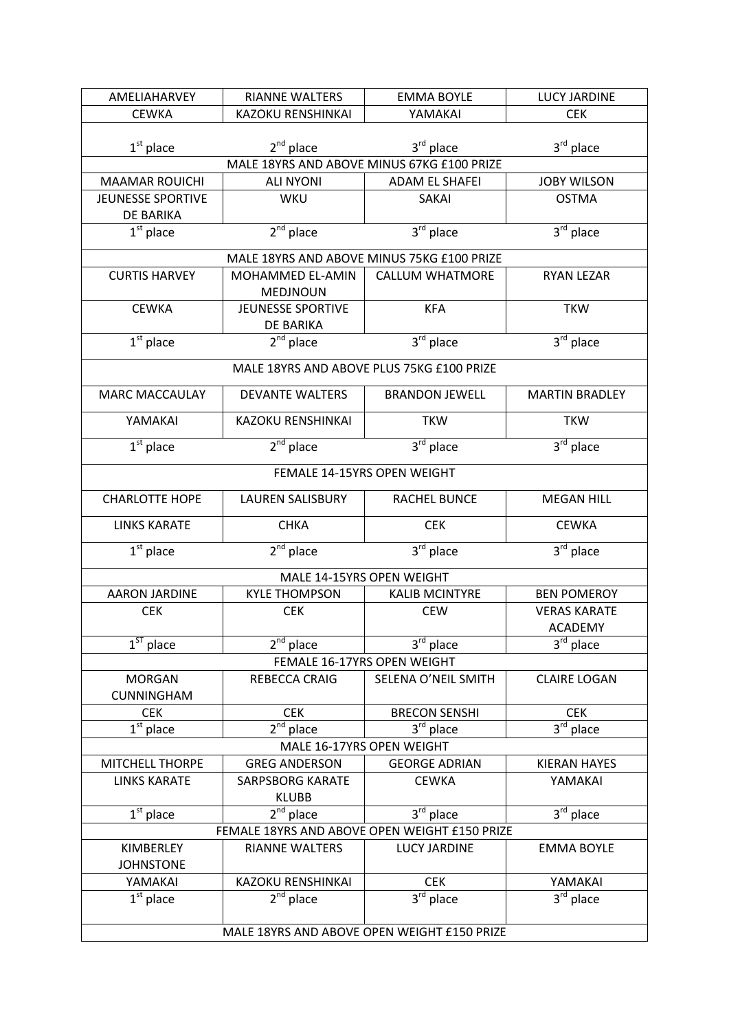| AMELIAHARVEY | RIANNE WALTERS | EMMA BOYLE | LUCY JARDINE |
|---|---|---|---|
| CEWKA | KAZOKU RENSHINKAI | YAMAKAI | CEK |
| 1st place | 2nd place | 3rd place | 3rd place |
| MALE 18YRS AND ABOVE MINUS 67KG £100 PRIZE | | | |
| MAAMAR ROUICHI | ALI NYONI | ADAM EL SHAFEI | JOBY WILSON |
| JEUNESSE SPORTIVE DE BARIKA | WKU | SAKAI | OSTMA |
| 1st place | 2nd place | 3rd place | 3rd place |
| MALE 18YRS AND ABOVE MINUS 75KG £100 PRIZE | | | |
| CURTIS HARVEY | MOHAMMED EL-AMIN MEDJNOUN | CALLUM WHATMORE | RYAN LEZAR |
| CEWKA | JEUNESSE SPORTIVE DE BARIKA | KFA | TKW |
| 1st place | 2nd place | 3rd place | 3rd place |
| MALE 18YRS AND ABOVE PLUS 75KG £100 PRIZE | | | |
| MARC MACCAULAY | DEVANTE WALTERS | BRANDON JEWELL | MARTIN BRADLEY |
| YAMAKAI | KAZOKU RENSHINKAI | TKW | TKW |
| 1st place | 2nd place | 3rd place | 3rd place |
| FEMALE 14-15YRS OPEN WEIGHT | | | |
| CHARLOTTE HOPE | LAUREN SALISBURY | RACHEL BUNCE | MEGAN HILL |
| LINKS KARATE | CHKA | CEK | CEWKA |
| 1st place | 2nd place | 3rd place | 3rd place |
| MALE 14-15YRS OPEN WEIGHT | | | |
| AARON JARDINE | KYLE THOMPSON | KALIB MCINTYRE | BEN POMEROY |
| CEK | CEK | CEW | VERAS KARATE ACADEMY |
| 1ST place | 2nd place | 3rd place | 3rd place |
| FEMALE 16-17YRS OPEN WEIGHT | | | |
| MORGAN CUNNINGHAM | REBECCA CRAIG | SELENA O'NEIL SMITH | CLAIRE LOGAN |
| CEK | CEK | BRECON SENSHI | CEK |
| 1st place | 2nd place | 3rd place | 3rd place |
| MALE 16-17YRS OPEN WEIGHT | | | |
| MITCHELL THORPE | GREG ANDERSON | GEORGE ADRIAN | KIERAN HAYES |
| LINKS KARATE | SARPSBORG KARATE KLUBB | CEWKA | YAMAKAI |
| 1st place | 2nd place | 3rd place | 3rd place |
| FEMALE 18YRS AND ABOVE OPEN WEIGHT £150 PRIZE | | | |
| KIMBERLEY JOHNSTONE | RIANNE WALTERS | LUCY JARDINE | EMMA BOYLE |
| YAMAKAI | KAZOKU RENSHINKAI | CEK | YAMAKAI |
| 1st place | 2nd place | 3rd place | 3rd place |
| MALE 18YRS AND ABOVE OPEN WEIGHT £150 PRIZE | | | |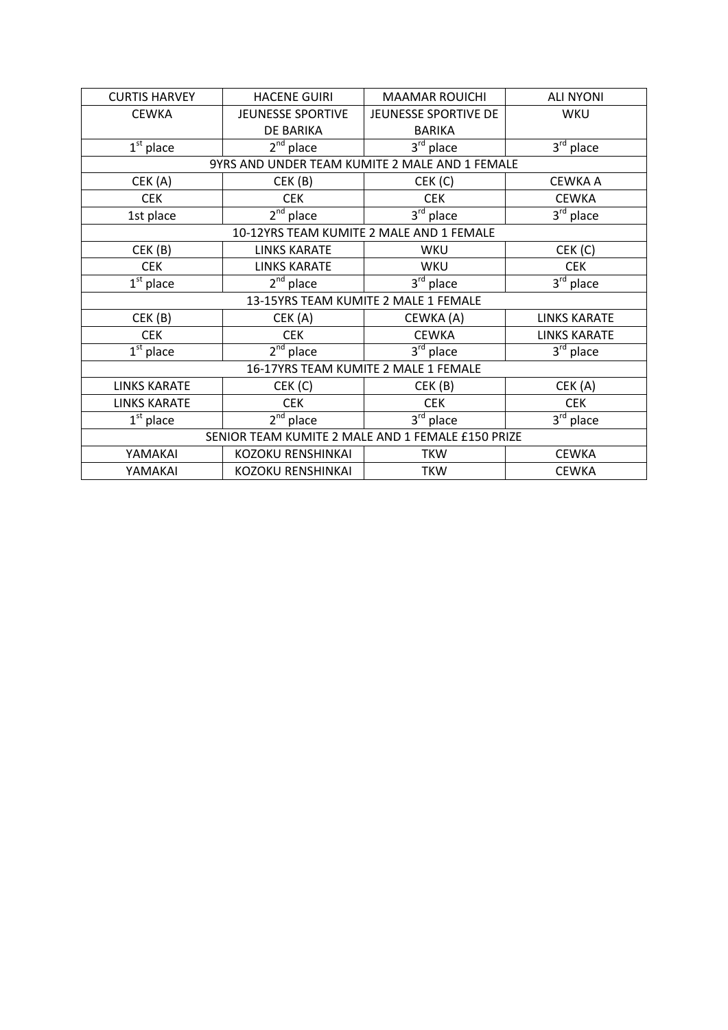| | | | |
|---|---|---|---|
| CURTIS HARVEY | HACENE GUIRI | MAAMAR ROUICHI | ALI NYONI |
| CEWKA | JEUNESSE SPORTIVE DE BARIKA | JEUNESSE SPORTIVE DE BARIKA | WKU |
| 1st place | 2nd place | 3rd place | 3rd place |
| 9YRS AND UNDER TEAM KUMITE 2 MALE AND 1 FEMALE | | | |
| CEK (A) | CEK (B) | CEK (C) | CEWKA A |
| CEK | CEK | CEK | CEWKA |
| 1st place | 2nd place | 3rd place | 3rd place |
| 10-12YRS TEAM KUMITE 2 MALE AND 1 FEMALE | | | |
| CEK (B) | LINKS KARATE | WKU | CEK (C) |
| CEK | LINKS KARATE | WKU | CEK |
| 1st place | 2nd place | 3rd place | 3rd place |
| 13-15YRS TEAM KUMITE 2 MALE 1 FEMALE | | | |
| CEK (B) | CEK (A) | CEWKA (A) | LINKS KARATE |
| CEK | CEK | CEWKA | LINKS KARATE |
| 1st place | 2nd place | 3rd place | 3rd place |
| 16-17YRS TEAM KUMITE 2 MALE 1 FEMALE | | | |
| LINKS KARATE | CEK (C) | CEK (B) | CEK (A) |
| LINKS KARATE | CEK | CEK | CEK |
| 1st place | 2nd place | 3rd place | 3rd place |
| SENIOR TEAM KUMITE 2 MALE AND 1 FEMALE £150 PRIZE | | | |
| YAMAKAI | KOZOKU RENSHINKAI | TKW | CEWKA |
| YAMAKAI | KOZOKU RENSHINKAI | TKW | CEWKA |